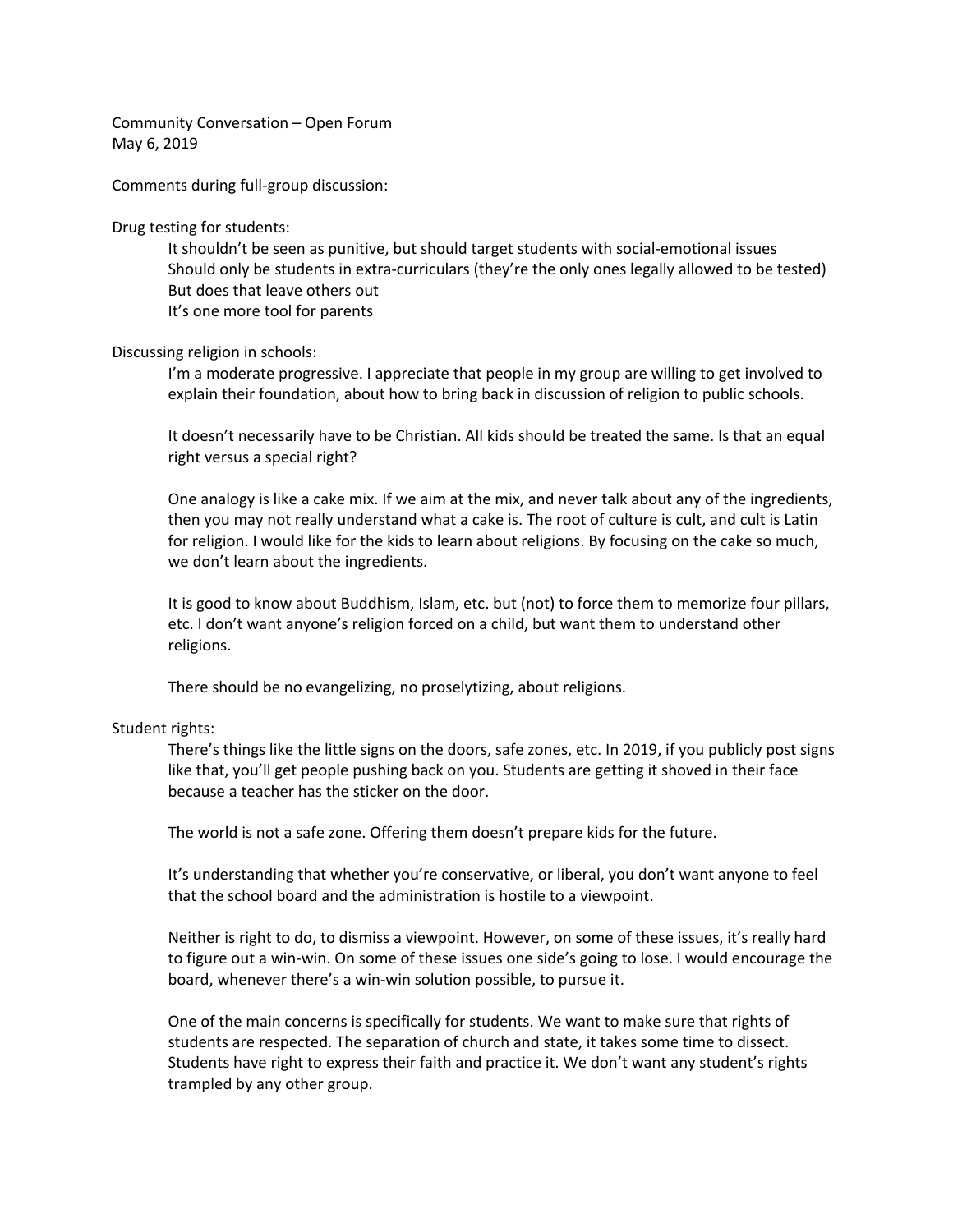Community Conversation – Open Forum
May 6, 2019

Comments during full-group discussion:

Drug testing for students:

- It shouldn't be seen as punitive, but should target students with social-emotional issues
- Should only be students in extra-curriculars (they're the only ones legally allowed to be tested)
- But does that leave others out
- It's one more tool for parents

Discussing religion in schools:

I'm a moderate progressive. I appreciate that people in my group are willing to get involved to explain their foundation, about how to bring back in discussion of religion to public schools.

It doesn't necessarily have to be Christian. All kids should be treated the same. Is that an equal right versus a special right?

One analogy is like a cake mix. If we aim at the mix, and never talk about any of the ingredients, then you may not really understand what a cake is. The root of culture is cult, and cult is Latin for religion. I would like for the kids to learn about religions. By focusing on the cake so much, we don't learn about the ingredients.

It is good to know about Buddhism, Islam, etc. but (not) to force them to memorize four pillars, etc. I don't want anyone's religion forced on a child, but want them to understand other religions.

There should be no evangelizing, no proselytizing, about religions.

Student rights:

There's things like the little signs on the doors, safe zones, etc. In 2019, if you publicly post signs like that, you'll get people pushing back on you. Students are getting it shoved in their face because a teacher has the sticker on the door.

The world is not a safe zone. Offering them doesn't prepare kids for the future.

It's understanding that whether you're conservative, or liberal, you don't want anyone to feel that the school board and the administration is hostile to a viewpoint.

Neither is right to do, to dismiss a viewpoint. However, on some of these issues, it's really hard to figure out a win-win. On some of these issues one side's going to lose. I would encourage the board, whenever there's a win-win solution possible, to pursue it.

One of the main concerns is specifically for students. We want to make sure that rights of students are respected. The separation of church and state, it takes some time to dissect. Students have right to express their faith and practice it. We don't want any student's rights trampled by any other group.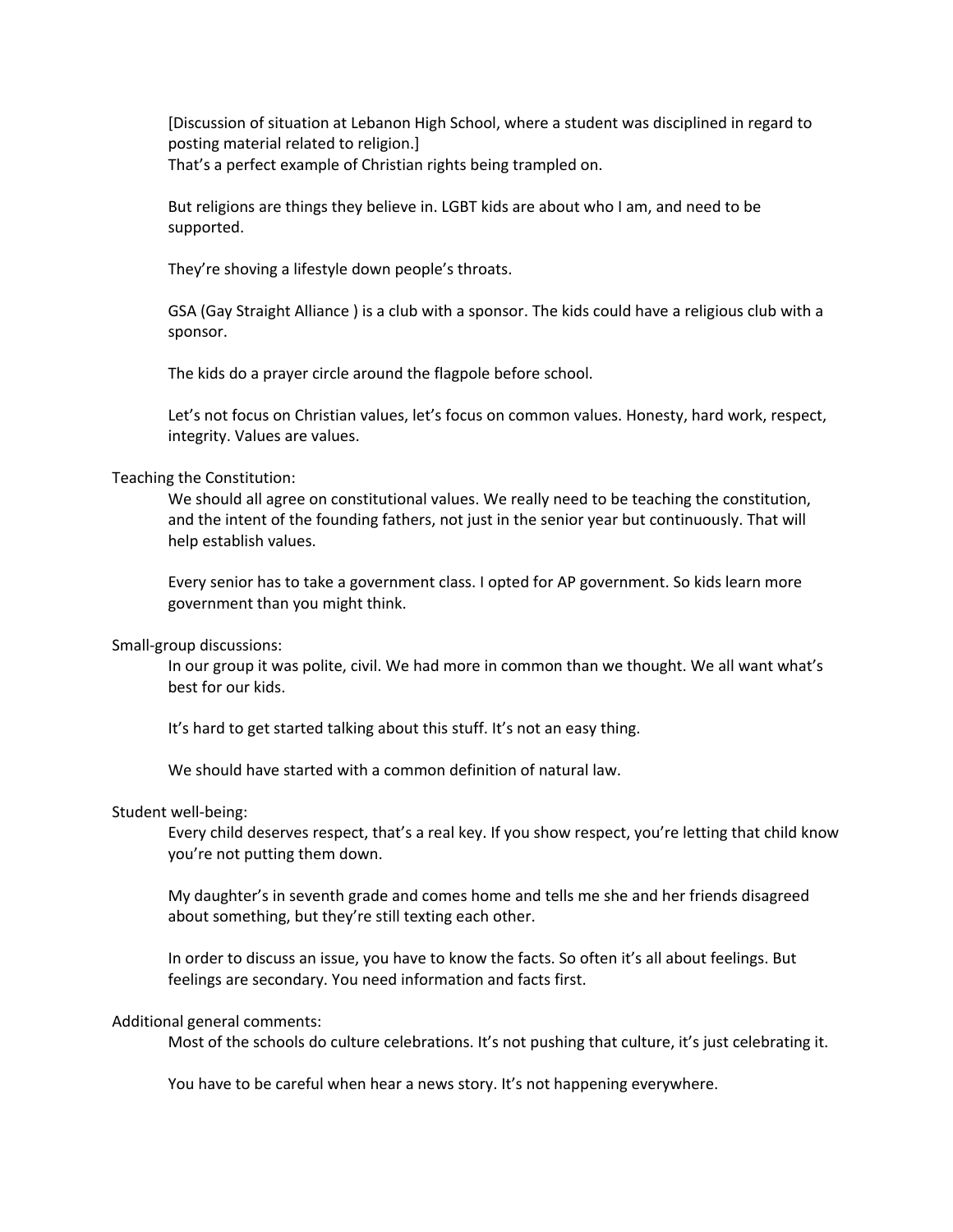[Discussion of situation at Lebanon High School, where a student was disciplined in regard to posting material related to religion.]
That's a perfect example of Christian rights being trampled on.

But religions are things they believe in. LGBT kids are about who I am, and need to be supported.

They're shoving a lifestyle down people's throats.

GSA (Gay Straight Alliance ) is a club with a sponsor. The kids could have a religious club with a sponsor.

The kids do a prayer circle around the flagpole before school.

Let's not focus on Christian values, let's focus on common values. Honesty, hard work, respect, integrity. Values are values.

Teaching the Constitution:

We should all agree on constitutional values. We really need to be teaching the constitution, and the intent of the founding fathers, not just in the senior year but continuously. That will help establish values.

Every senior has to take a government class. I opted for AP government. So kids learn more government than you might think.

Small-group discussions:

In our group it was polite, civil. We had more in common than we thought. We all want what's best for our kids.

It's hard to get started talking about this stuff. It's not an easy thing.

We should have started with a common definition of natural law.

Student well-being:

Every child deserves respect, that's a real key. If you show respect, you're letting that child know you're not putting them down.

My daughter's in seventh grade and comes home and tells me she and her friends disagreed about something, but they're still texting each other.

In order to discuss an issue, you have to know the facts. So often it's all about feelings. But feelings are secondary. You need information and facts first.

Additional general comments:

Most of the schools do culture celebrations. It's not pushing that culture, it's just celebrating it.

You have to be careful when hear a news story. It's not happening everywhere.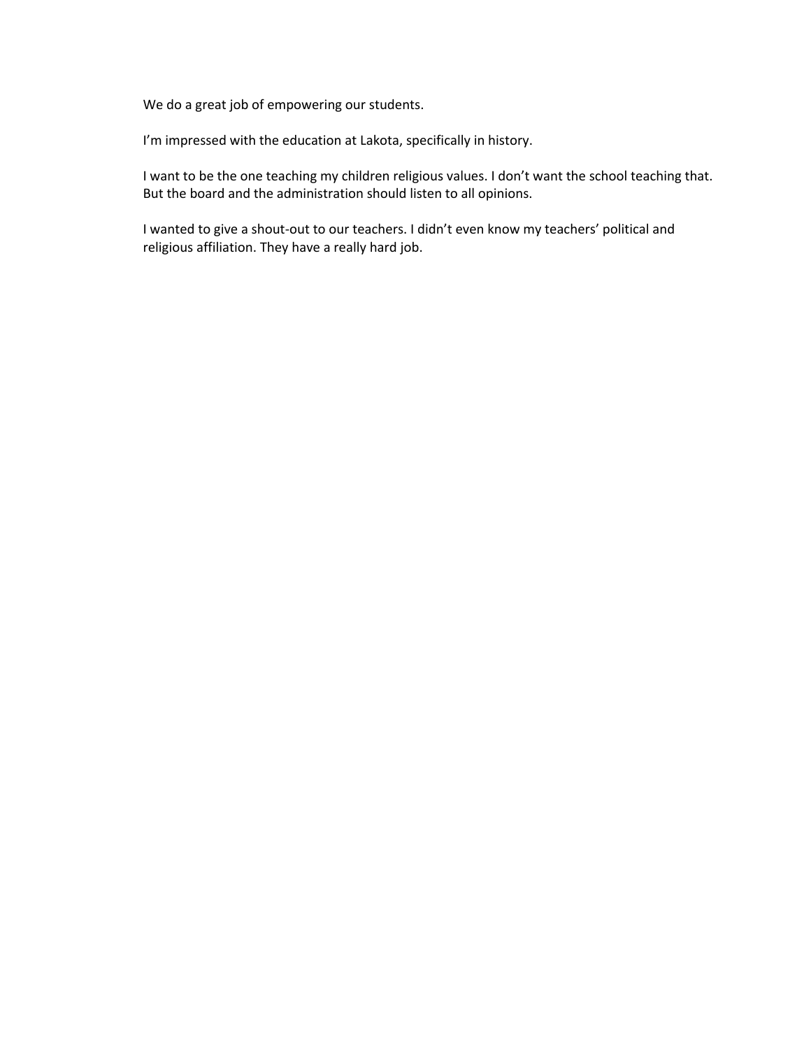We do a great job of empowering our students.

I'm impressed with the education at Lakota, specifically in history.

I want to be the one teaching my children religious values. I don't want the school teaching that. But the board and the administration should listen to all opinions.

I wanted to give a shout-out to our teachers. I didn't even know my teachers' political and religious affiliation. They have a really hard job.